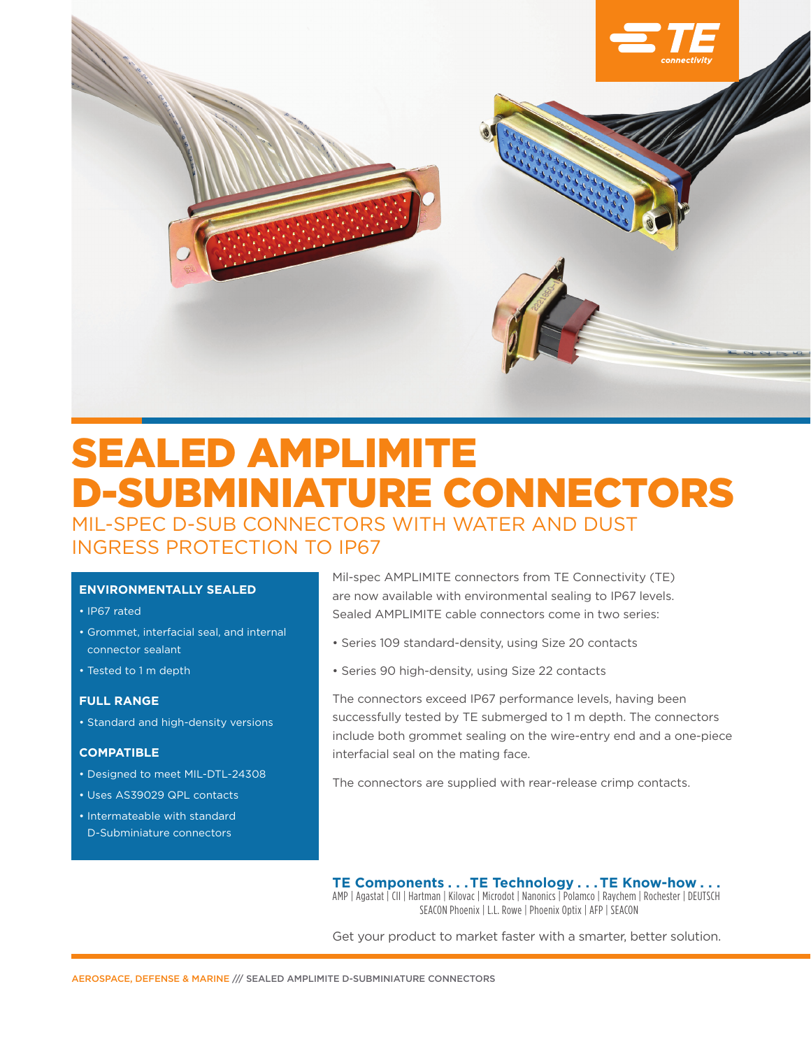# SEALED AMPLIMITE D-SUBMINIATURE CONNECTORS

## MIL-SPEC D-SUB CONNECTORS WITH WATER AND DUST INGRESS PROTECTION TO IP67

### ENVIRONMENTALLY SEALED

- IP67 rated
- Grommet, interfacial seal, and internal connector sealant
- Tested to 1 m depth

### FULL RANGE

- Standard and high-density versions

### COMPATIBLE

- Designed to meet MIL-DTL-24308
- Uses AS39029 QPL contacts
- Intermateable with standard D-Subminiature connectors

Mil-spec AMPLIMITE connectors from TE Connectivity (TE) are now available with environmental sealing to IP67 levels. Sealed AMPLIMITE cable connectors come in two series:

- Series 109 standard-density, using Size 20 contacts
- Series 90 high-density, using Size 22 contacts

The connectors exceed IP67 performance levels, having been successfully tested by TE submerged to 1 m depth. The connectors include both grommet sealing on the wire-entry end and a one-piece interfacial seal on the mating face.

The connectors are supplied with rear-release crimp contacts.

**TE Components . . . TE Technology . . . TE Know-how . . .**
AMP | Agastat | CII | Hartman | Kilovac | Microdot | Nanonics | Polamco | Raychem | Rochester | DEUTSCH
SEACON Phoenix | L.L. Rowe | Phoenix Optix | AFP | SEACON

Get your product to market faster with a smarter, better solution.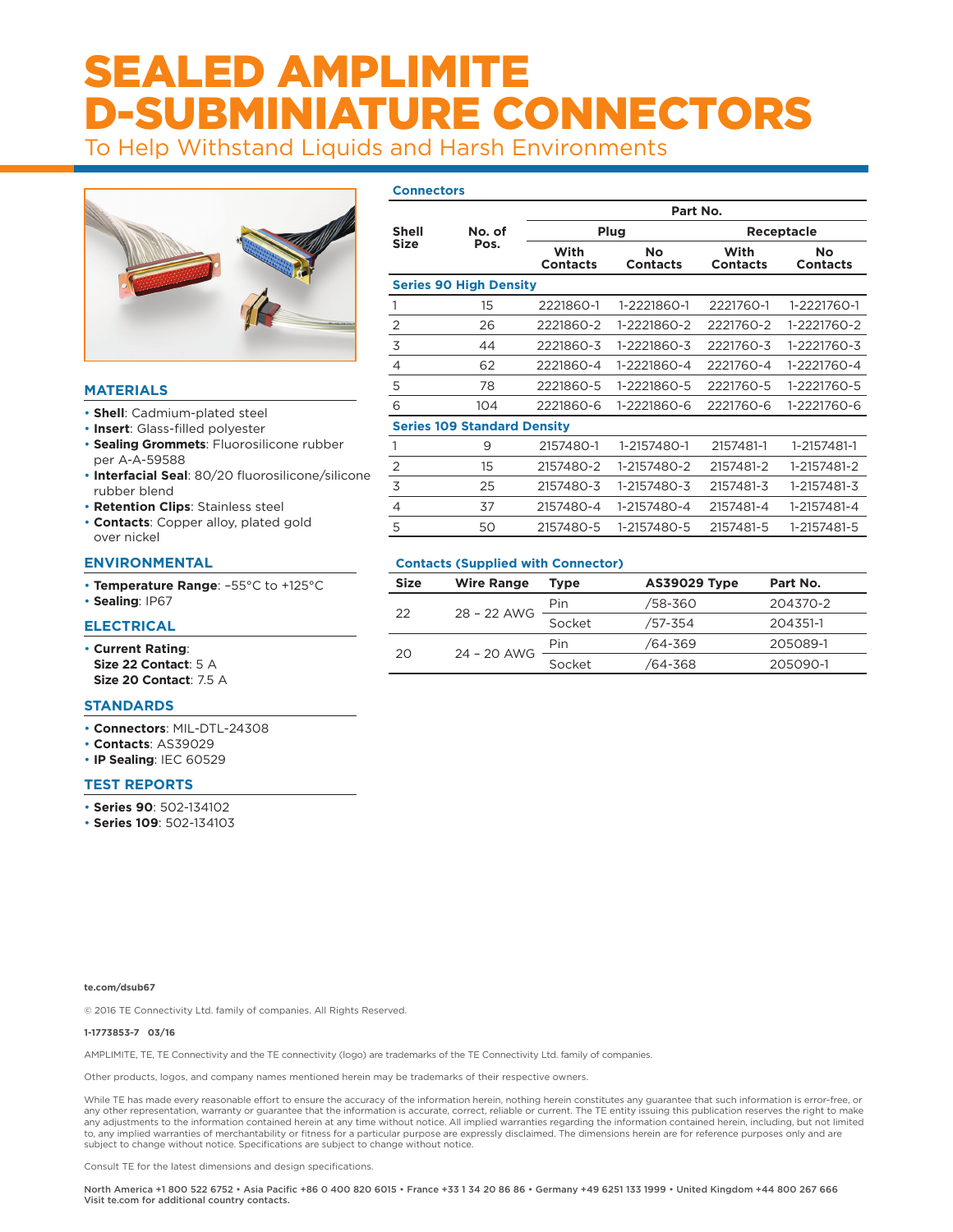# SEALED AMPLIMITE D-SUBMINIATURE CONNECTORS

To Help Withstand Liquids and Harsh Environments

## MATERIALS

- **Shell**: Cadmium-plated steel
- **Insert**: Glass-filled polyester
- **Sealing Grommets**: Fluorosilicone rubber per A-A-59588
- **Interfacial Seal**: 80/20 fluorosilicone/silicone rubber blend
- **Retention Clips**: Stainless steel
- **Contacts**: Copper alloy, plated gold over nickel

## ENVIRONMENTAL

- **Temperature Range**: –55°C to +125°C
- **Sealing**: IP67

## ELECTRICAL

- **Current Rating**:
  **Size 22 Contact**: 5 A
  **Size 20 Contact**: 7.5 A

## STANDARDS

- **Connectors**: MIL-DTL-24308
- **Contacts**: AS39029
- **IP Sealing**: IEC 60529

## TEST REPORTS

- **Series 90**: 502-134102
- **Series 109**: 502-134103

### Connectors

| Shell Size | No. of Pos. | Part No. | | | |
|---|---|---|---|---|---|
| | | Plug | | Receptacle | |
| | | With Contacts | No Contacts | With Contacts | No Contacts |
| **Series 90 High Density** | | | | | |
| 1 | 15 | 2221860-1 | 1-2221860-1 | 2221760-1 | 1-2221760-1 |
| 2 | 26 | 2221860-2 | 1-2221860-2 | 2221760-2 | 1-2221760-2 |
| 3 | 44 | 2221860-3 | 1-2221860-3 | 2221760-3 | 1-2221760-3 |
| 4 | 62 | 2221860-4 | 1-2221860-4 | 2221760-4 | 1-2221760-4 |
| 5 | 78 | 2221860-5 | 1-2221860-5 | 2221760-5 | 1-2221760-5 |
| 6 | 104 | 2221860-6 | 1-2221860-6 | 2221760-6 | 1-2221760-6 |
| **Series 109 Standard Density** | | | | | |
| 1 | 9 | 2157480-1 | 1-2157480-1 | 2157481-1 | 1-2157481-1 |
| 2 | 15 | 2157480-2 | 1-2157480-2 | 2157481-2 | 1-2157481-2 |
| 3 | 25 | 2157480-3 | 1-2157480-3 | 2157481-3 | 1-2157481-3 |
| 4 | 37 | 2157480-4 | 1-2157480-4 | 2157481-4 | 1-2157481-4 |
| 5 | 50 | 2157480-5 | 1-2157480-5 | 2157481-5 | 1-2157481-5 |

### Contacts (Supplied with Connector)

| Size | Wire Range | Type | AS39029 Type | Part No. |
|---|---|---|---|---|
| 22 | 28 – 22 AWG | Pin | /58-360 | 204370-2 |
| | | Socket | /57-354 | 204351-1 |
| 20 | 24 – 20 AWG | Pin | /64-369 | 205089-1 |
| | | Socket | /64-368 | 205090-1 |

**te.com/dsub67**

© 2016 TE Connectivity Ltd. family of companies. All Rights Reserved.

**1-1773853-7 03/16**

AMPLIMITE, TE, TE Connectivity and the TE connectivity (logo) are trademarks of the TE Connectivity Ltd. family of companies.

Other products, logos, and company names mentioned herein may be trademarks of their respective owners.

While TE has made every reasonable effort to ensure the accuracy of the information herein, nothing herein constitutes any guarantee that such information is error-free, or any other representation, warranty or guarantee that the information is accurate, correct, reliable or current. The TE entity issuing this publication reserves the right to make any adjustments to the information contained herein at any time without notice. All implied warranties regarding the information contained herein, including, but not limited to, any implied warranties of merchantability or fitness for a particular purpose are expressly disclaimed. The dimensions herein are for reference purposes only and are subject to change without notice. Specifications are subject to change without notice.

Consult TE for the latest dimensions and design specifications.

**North America +1 800 522 6752 • Asia Pacific +86 0 400 820 6015 • France +33 1 34 20 86 86 • Germany +49 6251 133 1999 • United Kingdom +44 800 267 666**
**Visit te.com for additional country contacts.**